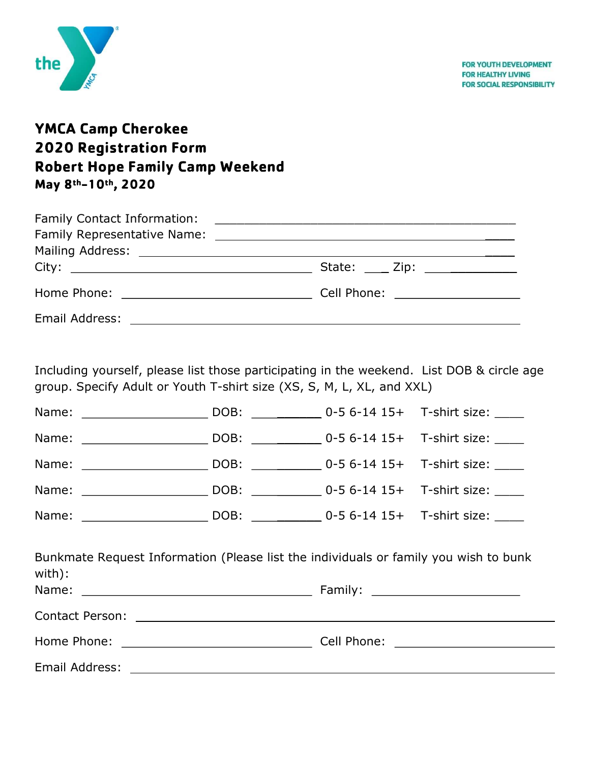the YMCA

FOR YOUTH DEVELOPMENT
FOR HEALTHY LIVING
FOR SOCIAL RESPONSIBILITY

# YMCA Camp Cherokee
# 2020 Registration Form
# Robert Hope Family Camp Weekend
### May 8th–10th, 2020

Family Contact Information: ____________________________________________

Family Representative Name: ____________________________________________

Mailing Address: ____________________________________________

City: ______________________________ State: ____ Zip: ____________

Home Phone: __________________________ Cell Phone: __________________

Email Address: ____________________________________________

Including yourself, please list those participating in the weekend. List DOB & circle age group. Specify Adult or Youth T-shirt size (XS, S, M, L, XL, and XXL)

Name: __________________ DOB: __________ 0-5 6-14 15+ T-shirt size: ____

Name: __________________ DOB: __________ 0-5 6-14 15+ T-shirt size: ____

Name: __________________ DOB: __________ 0-5 6-14 15+ T-shirt size: ____

Name: __________________ DOB: __________ 0-5 6-14 15+ T-shirt size: ____

Name: __________________ DOB: __________ 0-5 6-14 15+ T-shirt size: ____

Bunkmate Request Information (Please list the individuals or family you wish to bunk with):

Name: ______________________________ Family: ____________________

Contact Person: ____________________________________________

Home Phone: __________________________ Cell Phone: ____________________

Email Address: ____________________________________________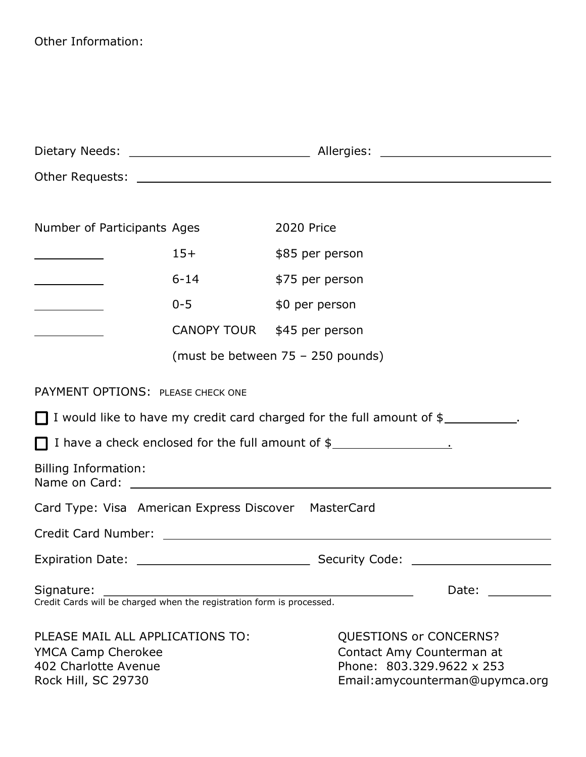Other Information:

Dietary Needs: ________________________ Allergies: ________________________

Other Requests: ________________________________________________________

| Number of Participants | Ages | 2020 Price |
|---|---|---|
| ________ | 15+ | $85 per person |
| ________ | 6-14 | $75 per person |
| ________ | 0-5 | $0 per person |
| ________ | CANOPY TOUR | $45 per person |
| | (must be between 75 – 250 pounds) | |

PAYMENT OPTIONS: PLEASE CHECK ONE

☐ I would like to have my credit card charged for the full amount of $__________.

☐ I have a check enclosed for the full amount of $________________.

Billing Information:
Name on Card: ________________________________________________________

Card Type: Visa American Express Discover MasterCard

Credit Card Number: ________________________________________________________

Expiration Date: ________________________ Security Code: ____________________

Signature: ____________________________________________ Date: _________
Credit Cards will be charged when the registration form is processed.

PLEASE MAIL ALL APPLICATIONS TO:
YMCA Camp Cherokee
402 Charlotte Avenue
Rock Hill, SC 29730

QUESTIONS or CONCERNS?
Contact Amy Counterman at
Phone: 803.329.9622 x 253
Email:amycounterman@upymca.org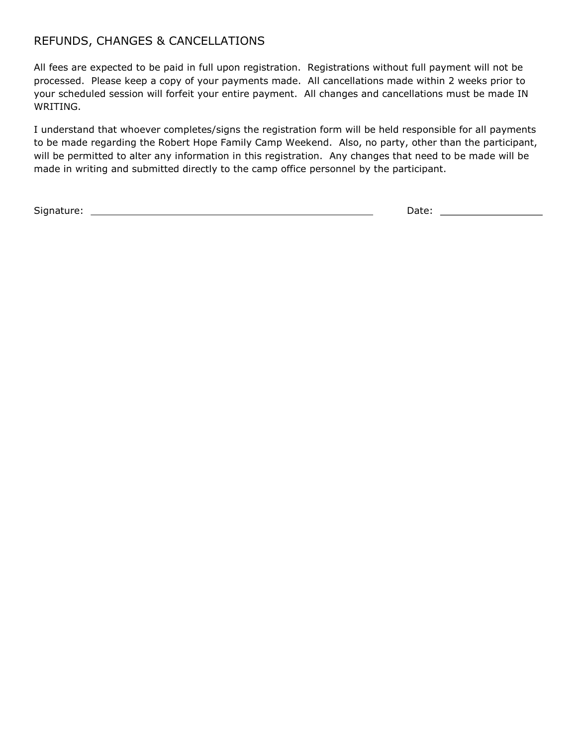## REFUNDS, CHANGES & CANCELLATIONS

All fees are expected to be paid in full upon registration. Registrations without full payment will not be processed. Please keep a copy of your payments made. All cancellations made within 2 weeks prior to your scheduled session will forfeit your entire payment. All changes and cancellations must be made IN WRITING.

I understand that whoever completes/signs the registration form will be held responsible for all payments to be made regarding the Robert Hope Family Camp Weekend. Also, no party, other than the participant, will be permitted to alter any information in this registration. Any changes that need to be made will be made in writing and submitted directly to the camp office personnel by the participant.

Signature: ____________________________________________ Date: ________________